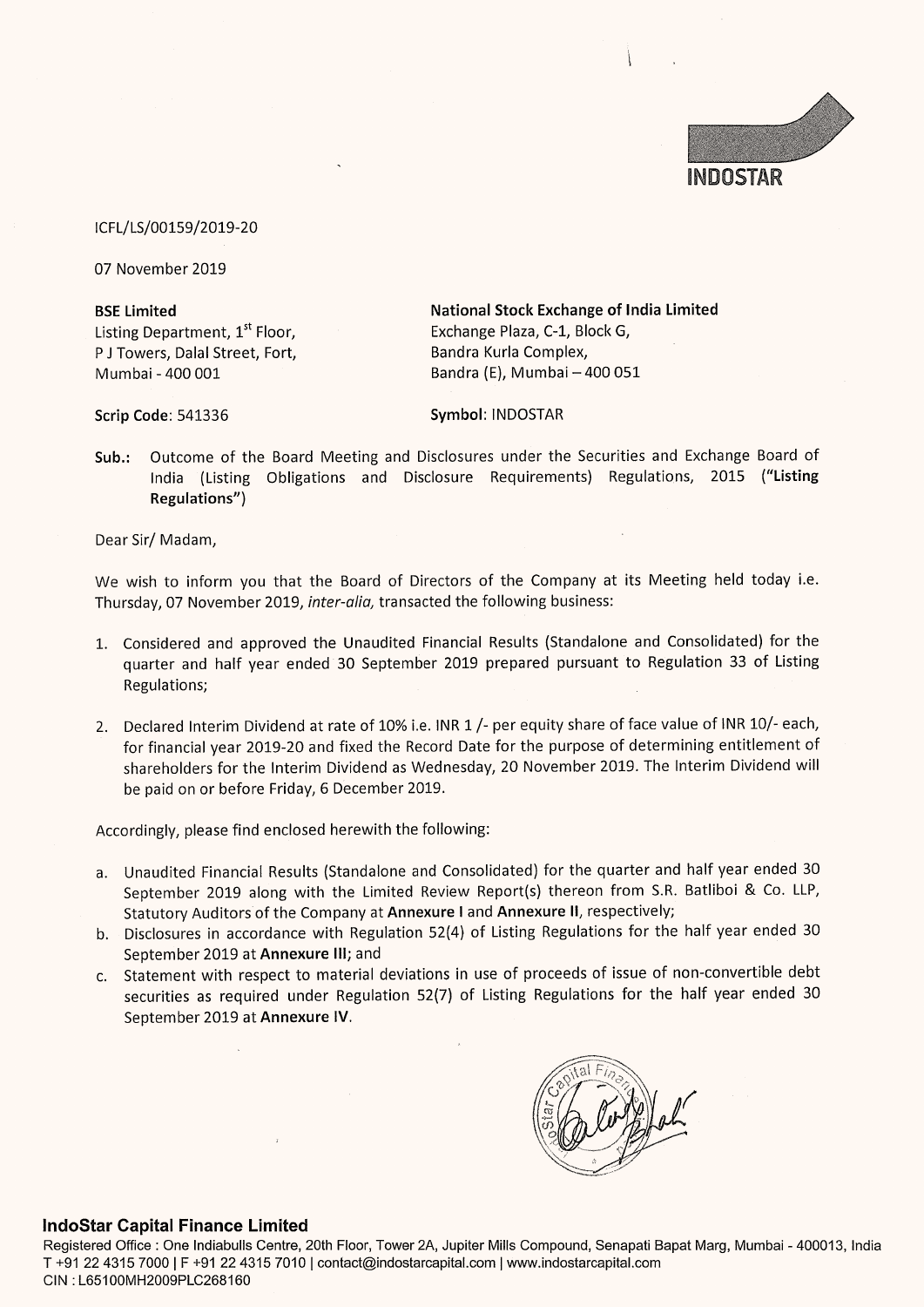INDOSTAR

ICFL/LS/00159/2019-20

07 November 2019

**BSE Limited**
Listing Department, 1st Floor,
P J Towers, Dalal Street, Fort,
Mumbai - 400 001

**Scrip Code**: 541336

**National Stock Exchange of India Limited**
Exchange Plaza, C-1, Block G,
Bandra Kurla Complex,
Bandra (E), Mumbai – 400 051

**Symbol**: INDOSTAR

**Sub.:** Outcome of the Board Meeting and Disclosures under the Securities and Exchange Board of India (Listing Obligations and Disclosure Requirements) Regulations, 2015 (**"Listing Regulations"**)

Dear Sir/ Madam,

We wish to inform you that the Board of Directors of the Company at its Meeting held today i.e. Thursday, 07 November 2019, *inter-alia,* transacted the following business:

1. Considered and approved the Unaudited Financial Results (Standalone and Consolidated) for the quarter and half year ended 30 September 2019 prepared pursuant to Regulation 33 of Listing Regulations;
2. Declared Interim Dividend at rate of 10% i.e. INR 1 /- per equity share of face value of INR 10/- each, for financial year 2019-20 and fixed the Record Date for the purpose of determining entitlement of shareholders for the Interim Dividend as Wednesday, 20 November 2019. The Interim Dividend will be paid on or before Friday, 6 December 2019.

Accordingly, please find enclosed herewith the following:

a. Unaudited Financial Results (Standalone and Consolidated) for the quarter and half year ended 30 September 2019 along with the Limited Review Report(s) thereon from S.R. Batliboi & Co. LLP, Statutory Auditors of the Company at **Annexure I** and **Annexure II**, respectively;
b. Disclosures in accordance with Regulation 52(4) of Listing Regulations for the half year ended 30 September 2019 at **Annexure III**; and
c. Statement with respect to material deviations in use of proceeds of issue of non-convertible debt securities as required under Regulation 52(7) of Listing Regulations for the half year ended 30 September 2019 at **Annexure IV**.

**IndoStar Capital Finance Limited**
Registered Office : One Indiabulls Centre, 20th Floor, Tower 2A, Jupiter Mills Compound, Senapati Bapat Marg, Mumbai - 400013, India
T +91 22 4315 7000 | F +91 22 4315 7010 | contact@indostarcapital.com | www.indostarcapital.com
CIN : L65100MH2009PLC268160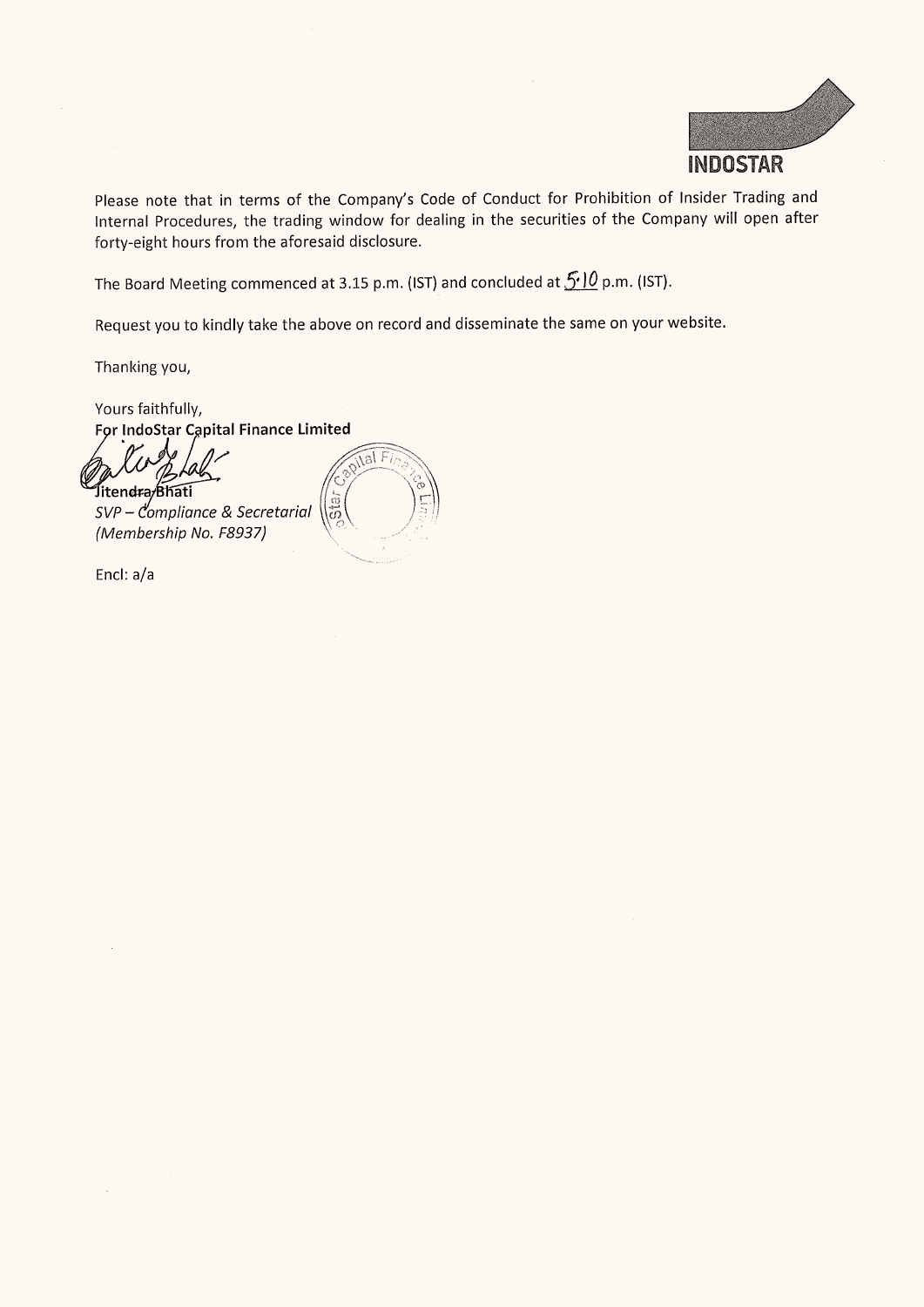Please note that in terms of the Company's Code of Conduct for Prohibition of Insider Trading and Internal Procedures, the trading window for dealing in the securities of the Company will open after forty-eight hours from the aforesaid disclosure.

The Board Meeting commenced at 3.15 p.m. (IST) and concluded at 5.10 p.m. (IST).

Request you to kindly take the above on record and disseminate the same on your website.

Thanking you,

Yours faithfully,
**For IndoStar Capital Finance Limited**

Jitendra Bhati
*SVP – Compliance & Secretarial*
*(Membership No. F8937)*

Encl: a/a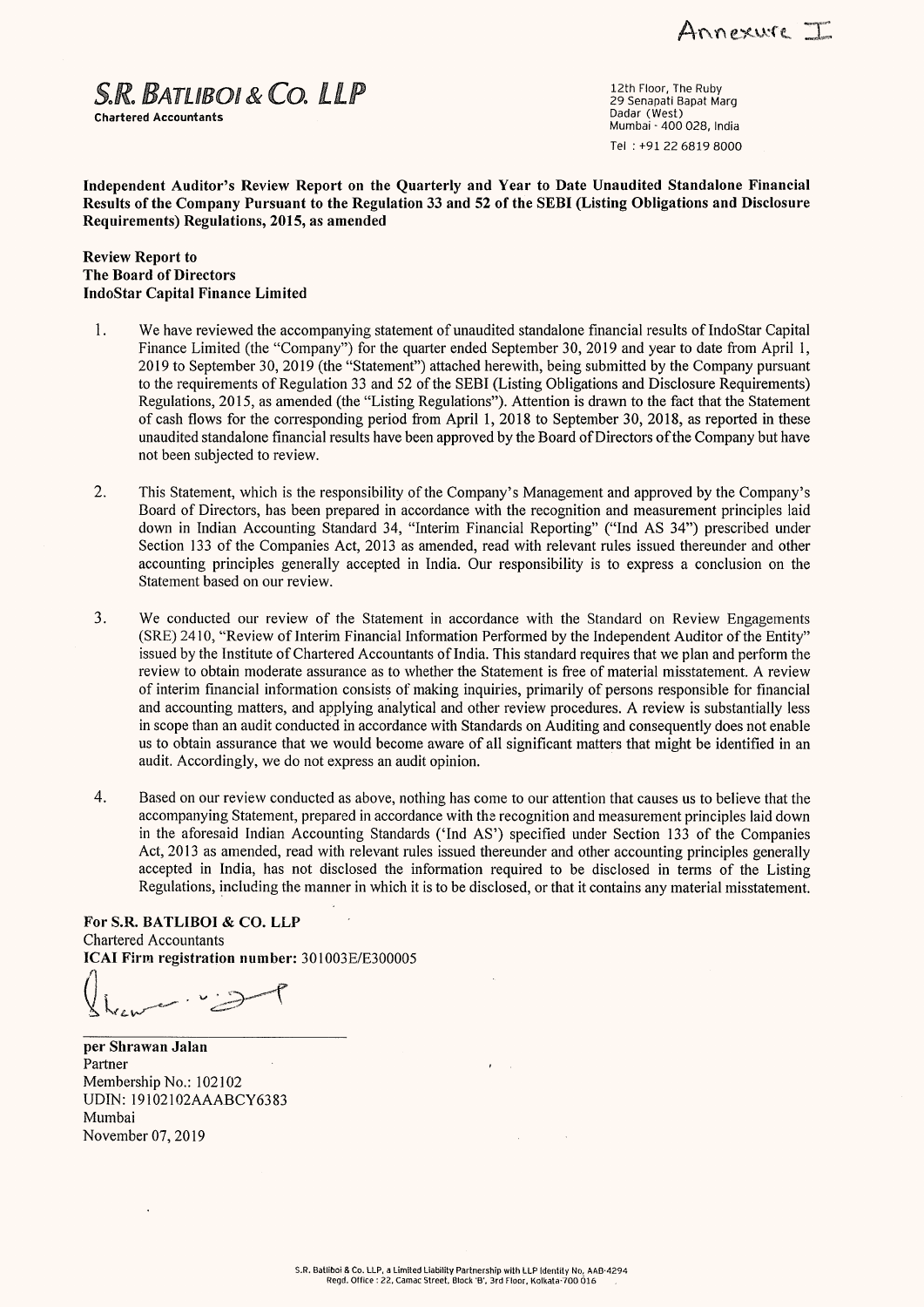Annexure I

**S.R. BATLIBOI & CO. LLP**

**Chartered Accountants**

12th Floor, The Ruby
29 Senapati Bapat Marg
Dadar (West)
Mumbai - 400 028, India

Tel : +91 22 6819 8000

**Independent Auditor's Review Report on the Quarterly and Year to Date Unaudited Standalone Financial Results of the Company Pursuant to the Regulation 33 and 52 of the SEBI (Listing Obligations and Disclosure Requirements) Regulations, 2015, as amended**

**Review Report to**
**The Board of Directors**
**IndoStar Capital Finance Limited**

1. We have reviewed the accompanying statement of unaudited standalone financial results of IndoStar Capital Finance Limited (the "Company") for the quarter ended September 30, 2019 and year to date from April 1, 2019 to September 30, 2019 (the "Statement") attached herewith, being submitted by the Company pursuant to the requirements of Regulation 33 and 52 of the SEBI (Listing Obligations and Disclosure Requirements) Regulations, 2015, as amended (the "Listing Regulations"). Attention is drawn to the fact that the Statement of cash flows for the corresponding period from April 1, 2018 to September 30, 2018, as reported in these unaudited standalone financial results have been approved by the Board of Directors of the Company but have not been subjected to review.

2. This Statement, which is the responsibility of the Company's Management and approved by the Company's Board of Directors, has been prepared in accordance with the recognition and measurement principles laid down in Indian Accounting Standard 34, "Interim Financial Reporting" ("Ind AS 34") prescribed under Section 133 of the Companies Act, 2013 as amended, read with relevant rules issued thereunder and other accounting principles generally accepted in India. Our responsibility is to express a conclusion on the Statement based on our review.

3. We conducted our review of the Statement in accordance with the Standard on Review Engagements (SRE) 2410, "Review of Interim Financial Information Performed by the Independent Auditor of the Entity" issued by the Institute of Chartered Accountants of India. This standard requires that we plan and perform the review to obtain moderate assurance as to whether the Statement is free of material misstatement. A review of interim financial information consists of making inquiries, primarily of persons responsible for financial and accounting matters, and applying analytical and other review procedures. A review is substantially less in scope than an audit conducted in accordance with Standards on Auditing and consequently does not enable us to obtain assurance that we would become aware of all significant matters that might be identified in an audit. Accordingly, we do not express an audit opinion.

4. Based on our review conducted as above, nothing has come to our attention that causes us to believe that the accompanying Statement, prepared in accordance with the recognition and measurement principles laid down in the aforesaid Indian Accounting Standards ('Ind AS') specified under Section 133 of the Companies Act, 2013 as amended, read with relevant rules issued thereunder and other accounting principles generally accepted in India, has not disclosed the information required to be disclosed in terms of the Listing Regulations, including the manner in which it is to be disclosed, or that it contains any material misstatement.

**For S.R. BATLIBOI & CO. LLP**
Chartered Accountants
**ICAI Firm registration number:** 301003E/E300005

**per Shrawan Jalan**
Partner
Membership No.: 102102
UDIN: 19102102AAABCY6383
Mumbai
November 07, 2019

S.R. Batliboi & Co. LLP, a Limited Liability Partnership with LLP Identity No. AAB-4294
Regd. Office : 22, Camac Street, Block 'B', 3rd Floor, Kolkata-700 016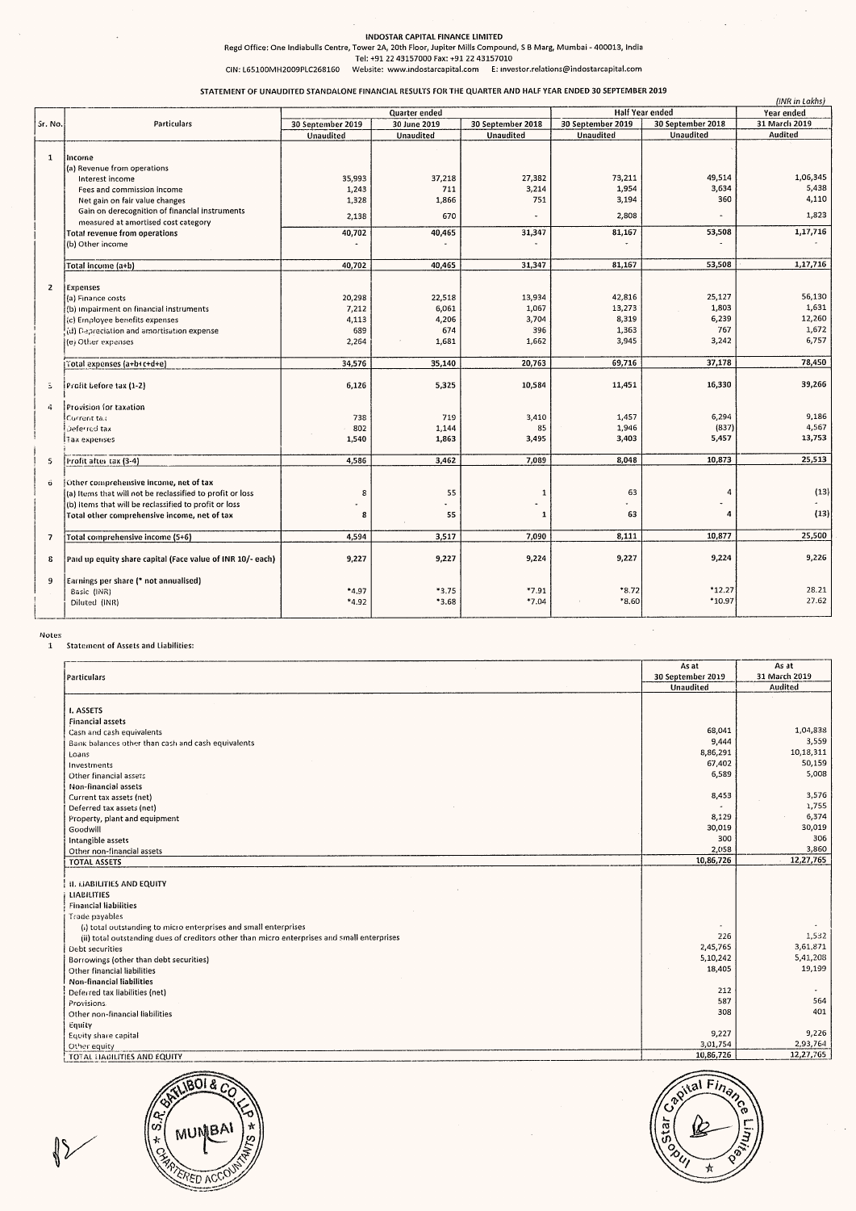INDOSTAR CAPITAL FINANCE LIMITED

Regd Office: One Indiabulls Centre, Tower 2A, 20th Floor, Jupiter Mills Compound, S B Marg, Mumbai - 400013, India

Tel: +91 22 43157000 Fax: +91 22 43157010

CIN: L65100MH2009PLC268160 Website: www.indostarcapital.com E: investor.relations@indostarcapital.com

STATEMENT OF UNAUDITED STANDALONE FINANCIAL RESULTS FOR THE QUARTER AND HALF YEAR ENDED 30 SEPTEMBER 2019

(INR in Lakhs)

| Sr. No. | Particulars | Quarter ended | | | Half Year ended | | Year ended |
|---|---|---|---|---|---|---|---|
| | | 30 September 2019 | 30 June 2019 | 30 September 2018 | 30 September 2019 | 30 September 2018 | 31 March 2019 |
| | | Unaudited | Unaudited | Unaudited | Unaudited | Unaudited | Audited |
| 1 | Income | | | | | | |
| | (a) Revenue from operations | | | | | | |
| | Interest income | 35,993 | 37,218 | 27,382 | 73,211 | 49,514 | 1,06,345 |
| | Fees and commission income | 1,243 | 711 | 3,214 | 1,954 | 3,634 | 5,438 |
| | Net gain on fair value changes | 1,328 | 1,866 | 751 | 3,194 | 360 | 4,110 |
| | Gain on derecognition of financial instruments measured at amortised cost category | 2,138 | 670 | - | 2,808 | - | 1,823 |
| | Total revenue from operations | 40,702 | 40,465 | 31,347 | 81,167 | 53,508 | 1,17,716 |
| | (b) Other income | - | - | - | - | - | - |
| | Total income (a+b) | 40,702 | 40,465 | 31,347 | 81,167 | 53,508 | 1,17,716 |
| 2 | Expenses | | | | | | |
| | (a) Finance costs | 20,298 | 22,518 | 13,934 | 42,816 | 25,127 | 56,130 |
| | (b) Impairment on financial instruments | 7,212 | 6,061 | 1,067 | 13,273 | 1,803 | 1,631 |
| | (c) Employee benefits expenses | 4,113 | 4,206 | 3,704 | 8,319 | 6,239 | 12,260 |
| | (d) Depreciation and amortisation expense | 689 | 674 | 396 | 1,363 | 767 | 1,672 |
| | (e) Other expenses | 2,264 | 1,681 | 1,662 | 3,945 | 3,242 | 6,757 |
| | Total expenses (a+b+c+d+e) | 34,576 | 35,140 | 20,763 | 69,716 | 37,178 | 78,450 |
| 3 | Profit before tax (1-2) | 6,126 | 5,325 | 10,584 | 11,451 | 16,330 | 39,266 |
| 4 | Provision for taxation | | | | | | |
| | Current tax | 738 | 719 | 3,410 | 1,457 | 6,294 | 9,186 |
| | Deferred tax | 802 | 1,144 | 85 | 1,946 | (837) | 4,567 |
| | Tax expenses | 1,540 | 1,863 | 3,495 | 3,403 | 5,457 | 13,753 |
| 5 | Profit after tax (3-4) | 4,586 | 3,462 | 7,089 | 8,048 | 10,873 | 25,513 |
| 6 | Other comprehensive income, net of tax | | | | | | |
| | (a) Items that will not be reclassified to profit or loss | 8 | 55 | 1 | 63 | 4 | (13) |
| | (b) Items that will be reclassified to profit or loss | - | - | - | - | - | - |
| | Total other comprehensive income, net of tax | 8 | 55 | 1 | 63 | 4 | (13) |
| 7 | Total comprehensive income (5+6) | 4,594 | 3,517 | 7,090 | 8,111 | 10,877 | 25,500 |
| 8 | Paid up equity share capital (Face value of INR 10/- each) | 9,227 | 9,227 | 9,224 | 9,227 | 9,224 | 9,226 |
| 9 | Earnings per share (* not annualised) | | | | | | |
| | Basic (INR) | *4.97 | *3.75 | *7.91 | *8.72 | *12.27 | 28.21 |
| | Diluted (INR) | *4.92 | *3.68 | *7.04 | *8.60 | *10.97 | 27.62 |

Notes

1 Statement of Assets and Liabilities:

| Particulars | As at 30 September 2019 | As at 31 March 2019 |
|---|---|---|
| | Unaudited | Audited |
| **I. ASSETS** | | |
| **Financial assets** | | |
| Cash and cash equivalents | 68,041 | 1,04,838 |
| Bank balances other than cash and cash equivalents | 9,444 | 3,559 |
| Loans | 8,86,291 | 10,18,311 |
| Investments | 67,402 | 50,159 |
| Other financial assets | 6,589 | 5,008 |
| **Non-financial assets** | | |
| Current tax assets (net) | 8,453 | 3,576 |
| Deferred tax assets (net) | - | 1,755 |
| Property, plant and equipment | 8,129 | 6,374 |
| Goodwill | 30,019 | 30,019 |
| Intangible assets | 300 | 306 |
| Other non-financial assets | 2,058 | 3,860 |
| **TOTAL ASSETS** | 10,86,726 | 12,27,765 |
| **II. LIABILITIES AND EQUITY** | | |
| **LIABILITIES** | | |
| **Financial liabilities** | | |
| Trade payables | | |
| (i) total outstanding to micro enterprises and small enterprises | - | - |
| (ii) total outstanding dues of creditors other than micro enterprises and small enterprises | 226 | 1,532 |
| Debt securities | 2,45,765 | 3,61,871 |
| Borrowings (other than debt securities) | 5,10,242 | 5,41,208 |
| Other financial liabilities | 18,405 | 19,199 |
| **Non-financial liabilities** | | |
| Deferred tax liabilities (net) | 212 | - |
| Provisions | 587 | 564 |
| Other non-financial liabilities | 308 | 401 |
| Equity | | |
| Equity share capital | 9,227 | 9,226 |
| Other equity | 3,01,754 | 2,93,764 |
| **TOTAL LIABILITIES AND EQUITY** | 10,86,726 | 12,27,765 |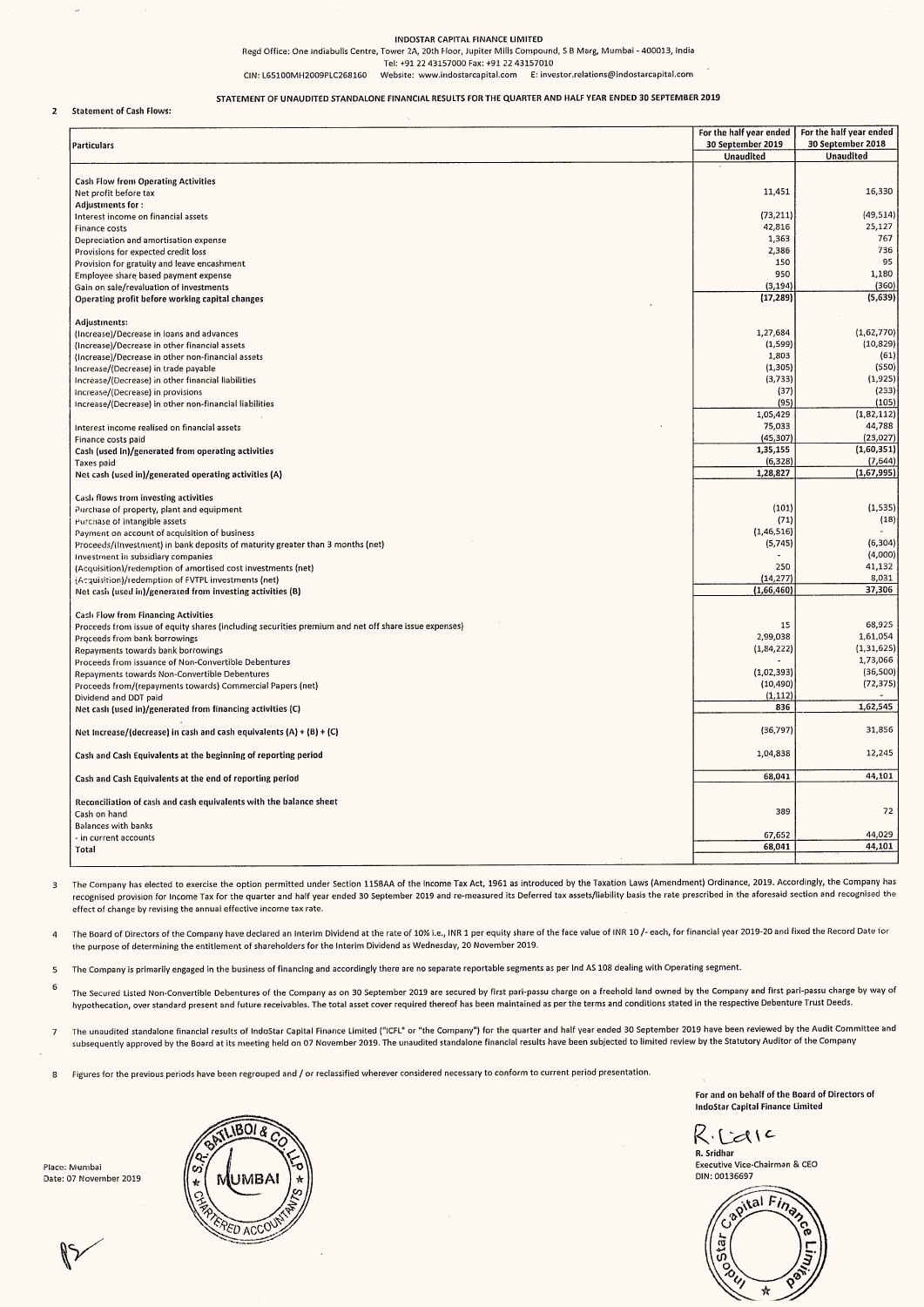INDOSTAR CAPITAL FINANCE LIMITED

Regd Office: One Indiabulls Centre, Tower 2A, 20th Floor, Jupiter Mills Compound, S B Marg, Mumbai - 400013, India

Tel: +91 22 43157000 Fax: +91 22 43157010

CIN: L65100MH2009PLC268160 Website: www.indostarcapital.com E: investor.relations@indostarcapital.com

STATEMENT OF UNAUDITED STANDALONE FINANCIAL RESULTS FOR THE QUARTER AND HALF YEAR ENDED 30 SEPTEMBER 2019

2 Statement of Cash Flows:

| Particulars | For the half year ended 30 September 2019 Unaudited | For the half year ended 30 September 2018 Unaudited |
|---|---|---|
| **Cash Flow from Operating Activities** | | |
| Net profit before tax | 11,451 | 16,330 |
| **Adjustments for :** | | |
| Interest income on financial assets | (73,211) | (49,514) |
| Finance costs | 42,816 | 25,127 |
| Depreciation and amortisation expense | 1,363 | 767 |
| Provisions for expected credit loss | 2,386 | 736 |
| Provision for gratuity and leave encashment | 150 | 95 |
| Employee share based payment expense | 950 | 1,180 |
| Gain on sale/revaluation of investments | (3,194) | (360) |
| **Operating profit before working capital changes** | **(17,289)** | **(5,639)** |
| **Adjustments:** | | |
| (Increase)/Decrease in loans and advances | 1,27,684 | (1,62,770) |
| (Increase)/Decrease in other financial assets | (1,599) | (10,829) |
| (Increase)/Decrease in other non-financial assets | 1,803 | (61) |
| Increase/(Decrease) in trade payable | (1,305) | (550) |
| Increase/(Decrease) in other financial liabilities | (3,733) | (1,925) |
| Increase/(Decrease) in provisions | (37) | (233) |
| Increase/(Decrease) in other non-financial liabilities | (95) | (105) |
| | 1,05,429 | (1,82,112) |
| Interest income realised on financial assets | 75,033 | 44,788 |
| Finance costs paid | (45,307) | (23,027) |
| **Cash (used in)/generated from operating activities** | **1,35,155** | **(1,60,351)** |
| Taxes paid | (6,328) | (7,644) |
| **Net cash (used in)/generated operating activities (A)** | **1,28,827** | **(1,67,995)** |
| **Cash flows from investing activities** | | |
| Purchase of property, plant and equipment | (101) | (1,535) |
| Purchase of intangible assets | (71) | (18) |
| Payment on account of acquisition of business | (1,46,516) | - |
| Proceeds/(Investment) in bank deposits of maturity greater than 3 months (net) | (5,745) | (6,304) |
| Investment in subsidiary companies | - | (4,000) |
| (Acquisition)/redemption of amortised cost investments (net) | 250 | 41,132 |
| (Acquisition)/redemption of FVTPL investments (net) | (14,277) | 8,031 |
| **Net cash (used in)/generated from investing activities (B)** | **(1,66,460)** | **37,306** |
| **Cash Flow from Financing Activities** | | |
| Proceeds from issue of equity shares (including securities premium and net off share issue expenses) | 15 | 68,925 |
| Proceeds from bank borrowings | 2,99,038 | 1,61,054 |
| Repayments towards bank borrowings | (1,84,222) | (1,31,625) |
| Proceeds from issuance of Non-Convertible Debentures | - | 1,73,066 |
| Repayments towards Non-Convertible Debentures | (1,02,393) | (36,500) |
| Proceeds from/(repayments towards) Commercial Papers (net) | (10,490) | (72,375) |
| Dividend and DDT paid | (1,112) | - |
| **Net cash (used in)/generated from financing activities (C)** | **836** | **1,62,545** |
| **Net increase/(decrease) in cash and cash equivalents (A) + (B) + (C)** | (36,797) | 31,856 |
| **Cash and Cash Equivalents at the beginning of reporting period** | 1,04,838 | 12,245 |
| **Cash and Cash Equivalents at the end of reporting period** | 68,041 | 44,101 |
| **Reconciliation of cash and cash equivalents with the balance sheet** | | |
| Cash on hand | 389 | 72 |
| Balances with banks | | |
| - in current accounts | 67,652 | 44,029 |
| Total | 68,041 | 44,101 |

3 The Company has elected to exercise the option permitted under Section 115BAA of the Income Tax Act, 1961 as introduced by the Taxation Laws (Amendment) Ordinance, 2019. Accordingly, the Company has recognised provision for Income Tax for the quarter and half year ended 30 September 2019 and re-measured its Deferred tax assets/liability basis the rate prescribed in the aforesaid section and recognised the effect of change by revising the annual effective income tax rate.

4 The Board of Directors of the Company have declared an Interim Dividend at the rate of 10% i.e., INR 1 per equity share of the face value of INR 10 /- each, for financial year 2019-20 and fixed the Record Date for the purpose of determining the entitlement of shareholders for the Interim Dividend as Wednesday, 20 November 2019.

5 The Company is primarily engaged in the business of financing and accordingly there are no separate reportable segments as per Ind AS 108 dealing with Operating segment.

6 The Secured Listed Non-Convertible Debentures of the Company as on 30 September 2019 are secured by first pari-passu charge on a freehold land owned by the Company and first pari-passu charge by way of hypothecation, over standard present and future receivables. The total asset cover required thereof has been maintained as per the terms and conditions stated in the respective Debenture Trust Deeds.

7 The unaudited standalone financial results of IndoStar Capital Finance Limited ("ICFL" or "the Company") for the quarter and half year ended 30 September 2019 have been reviewed by the Audit Committee and subsequently approved by the Board at its meeting held on 07 November 2019. The unaudited standalone financial results have been subjected to limited review by the Statutory Auditor of the Company

8 Figures for the previous periods have been regrouped and / or reclassified wherever considered necessary to conform to current period presentation.

For and on behalf of the Board of Directors of
IndoStar Capital Finance Limited

R. Sridhar
Executive Vice-Chairman & CEO
DIN: 00136697

Place: Mumbai
Date: 07 November 2019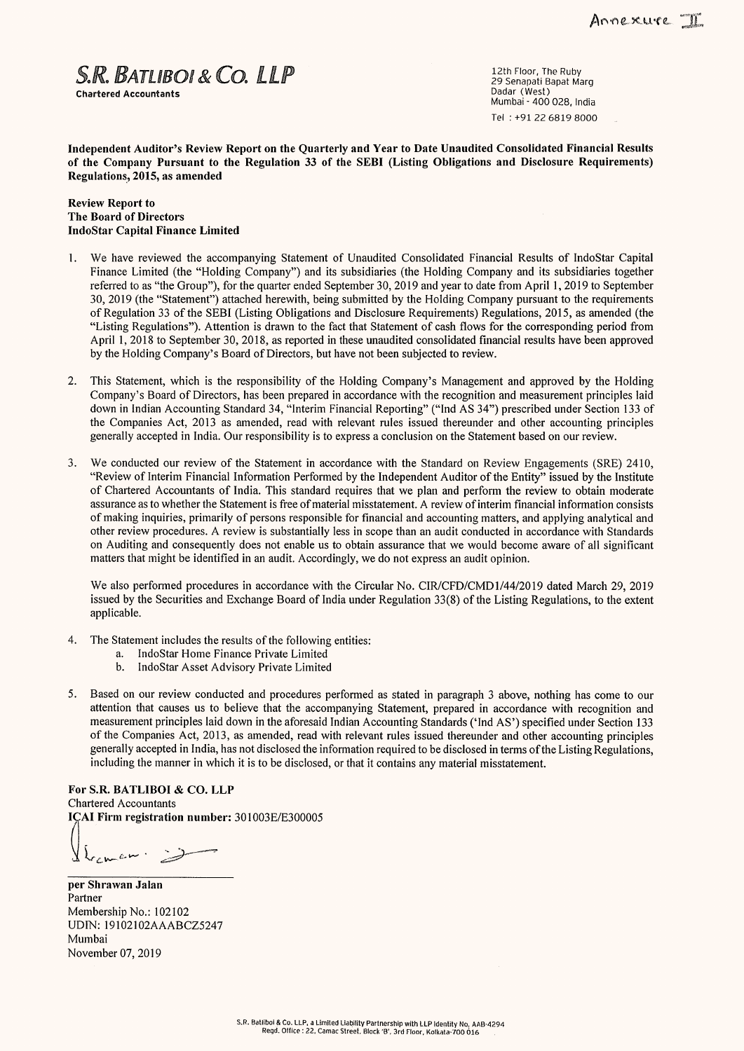Annexure II

**S.R. BATLIBOI & CO. LLP**
**Chartered Accountants**

12th Floor, The Ruby
29 Senapati Bapat Marg
Dadar (West)
Mumbai - 400 028, India
Tel : +91 22 6819 8000

**Independent Auditor's Review Report on the Quarterly and Year to Date Unaudited Consolidated Financial Results of the Company Pursuant to the Regulation 33 of the SEBI (Listing Obligations and Disclosure Requirements) Regulations, 2015, as amended**

**Review Report to**
**The Board of Directors**
**IndoStar Capital Finance Limited**

1. We have reviewed the accompanying Statement of Unaudited Consolidated Financial Results of IndoStar Capital Finance Limited (the "Holding Company") and its subsidiaries (the Holding Company and its subsidiaries together referred to as "the Group"), for the quarter ended September 30, 2019 and year to date from April 1, 2019 to September 30, 2019 (the "Statement") attached herewith, being submitted by the Holding Company pursuant to the requirements of Regulation 33 of the SEBI (Listing Obligations and Disclosure Requirements) Regulations, 2015, as amended (the "Listing Regulations"). Attention is drawn to the fact that Statement of cash flows for the corresponding period from April 1, 2018 to September 30, 2018, as reported in these unaudited consolidated financial results have been approved by the Holding Company's Board of Directors, but have not been subjected to review.

2. This Statement, which is the responsibility of the Holding Company's Management and approved by the Holding Company's Board of Directors, has been prepared in accordance with the recognition and measurement principles laid down in Indian Accounting Standard 34, "Interim Financial Reporting" ("Ind AS 34") prescribed under Section 133 of the Companies Act, 2013 as amended, read with relevant rules issued thereunder and other accounting principles generally accepted in India. Our responsibility is to express a conclusion on the Statement based on our review.

3. We conducted our review of the Statement in accordance with the Standard on Review Engagements (SRE) 2410, "Review of Interim Financial Information Performed by the Independent Auditor of the Entity" issued by the Institute of Chartered Accountants of India. This standard requires that we plan and perform the review to obtain moderate assurance as to whether the Statement is free of material misstatement. A review of interim financial information consists of making inquiries, primarily of persons responsible for financial and accounting matters, and applying analytical and other review procedures. A review is substantially less in scope than an audit conducted in accordance with Standards on Auditing and consequently does not enable us to obtain assurance that we would become aware of all significant matters that might be identified in an audit. Accordingly, we do not express an audit opinion.

   We also performed procedures in accordance with the Circular No. CIR/CFD/CMD1/44/2019 dated March 29, 2019 issued by the Securities and Exchange Board of India under Regulation 33(8) of the Listing Regulations, to the extent applicable.

4. The Statement includes the results of the following entities:
   a. IndoStar Home Finance Private Limited
   b. IndoStar Asset Advisory Private Limited

5. Based on our review conducted and procedures performed as stated in paragraph 3 above, nothing has come to our attention that causes us to believe that the accompanying Statement, prepared in accordance with recognition and measurement principles laid down in the aforesaid Indian Accounting Standards ('Ind AS') specified under Section 133 of the Companies Act, 2013, as amended, read with relevant rules issued thereunder and other accounting principles generally accepted in India, has not disclosed the information required to be disclosed in terms of the Listing Regulations, including the manner in which it is to be disclosed, or that it contains any material misstatement.

**For S.R. BATLIBOI & CO. LLP**
Chartered Accountants
**ICAI Firm registration number:** 301003E/E300005

**per Shrawan Jalan**
Partner
Membership No.: 102102
UDIN: 19102102AAABCZ5247
Mumbai
November 07, 2019

S.R. Batliboi & Co. LLP, a Limited Liability Partnership with LLP Identity No. AAB-4294
Regd. Office : 22, Camac Street, Block 'B', 3rd Floor, Kolkata-700 016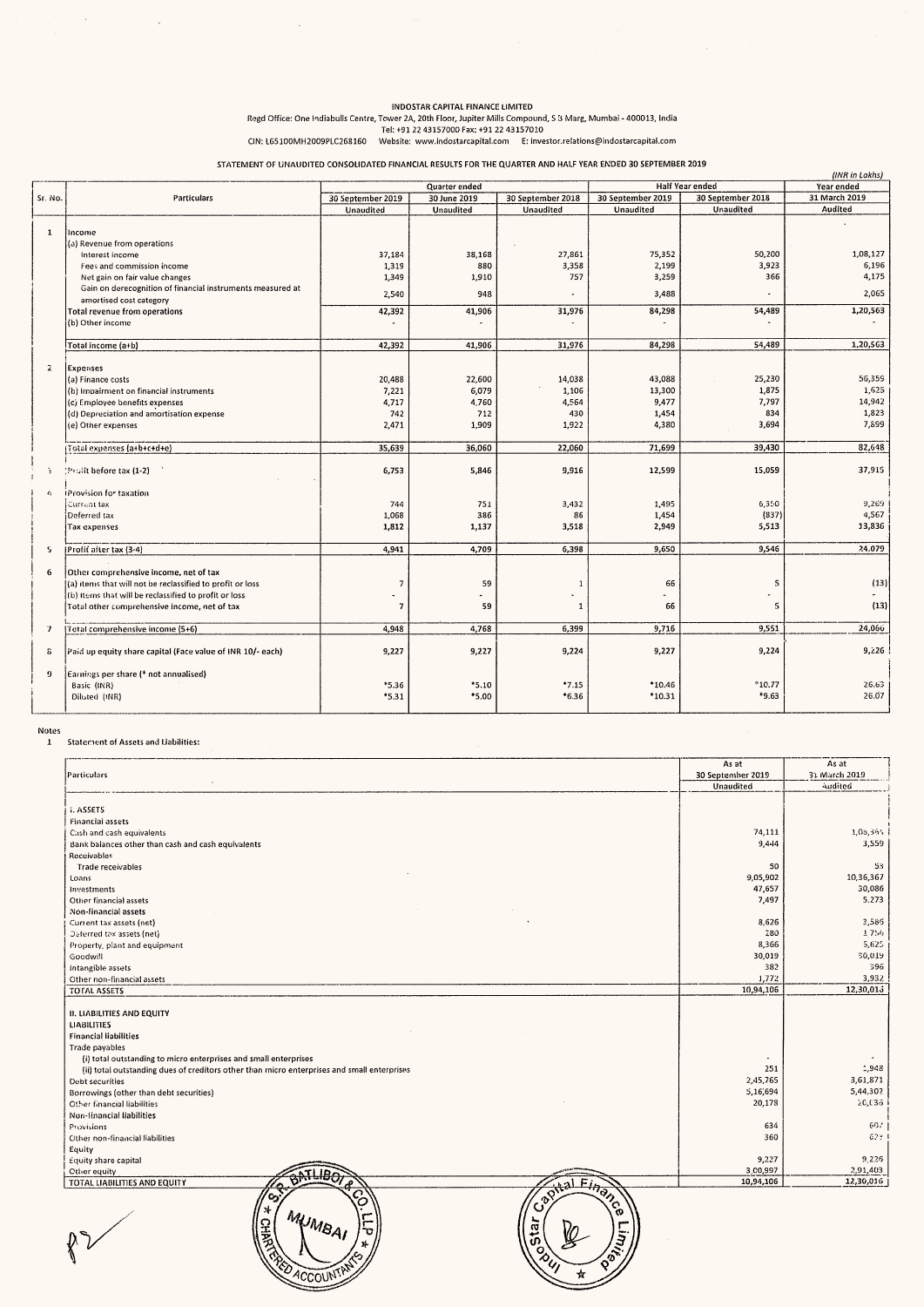INDOSTAR CAPITAL FINANCE LIMITED

Regd Office: One Indiabulls Centre, Tower 2A, 20th Floor, Jupiter Mills Compound, S B Marg, Mumbai - 400013, India

Tel: +91 22 43157000 Fax: +91 22 43157010

CIN: L65100MH2009PLC268160 Website: www.indostarcapital.com E: investor.relations@indostarcapital.com

STATEMENT OF UNAUDITED CONSOLIDATED FINANCIAL RESULTS FOR THE QUARTER AND HALF YEAR ENDED 30 SEPTEMBER 2019

*(INR in Lakhs)*

| Sr. No. | Particulars | Quarter ended | | | Half Year ended | | Year ended |
|---|---|---|---|---|---|---|---|
| | | 30 September 2019 | 30 June 2019 | 30 September 2018 | 30 September 2019 | 30 September 2018 | 31 March 2019 |
| | | Unaudited | Unaudited | Unaudited | Unaudited | Unaudited | Audited |
| 1 | Income | | | | | | |
| | (a) Revenue from operations | | | | | | |
| | Interest income | 37,184 | 38,168 | 27,861 | 75,352 | 50,200 | 1,08,127 |
| | Fees and commission income | 1,319 | 880 | 3,358 | 2,199 | 3,923 | 6,196 |
| | Net gain on fair value changes | 1,349 | 1,910 | 757 | 3,259 | 366 | 4,175 |
| | Gain on derecognition of financial instruments measured at amortised cost category | 2,540 | 948 | - | 3,488 | - | 2,065 |
| | Total revenue from operations | 42,392 | 41,906 | 31,976 | 84,298 | 54,489 | 1,20,563 |
| | (b) Other income | - | - | - | - | - | - |
| | Total income (a+b) | 42,392 | 41,906 | 31,976 | 84,298 | 54,489 | 1,20,563 |
| 2 | Expenses | | | | | | |
| | (a) Finance costs | 20,488 | 22,600 | 14,038 | 43,088 | 25,230 | 56,359 |
| | (b) Impairment on financial instruments | 7,221 | 6,079 | 1,106 | 13,300 | 1,875 | 1,625 |
| | (c) Employee benefits expenses | 4,717 | 4,760 | 4,564 | 9,477 | 7,797 | 14,942 |
| | (d) Depreciation and amortisation expense | 742 | 712 | 430 | 1,454 | 834 | 1,823 |
| | (e) Other expenses | 2,471 | 1,909 | 1,922 | 4,380 | 3,694 | 7,899 |
| | Total expenses (a+b+c+d+e) | 35,639 | 36,060 | 22,060 | 71,699 | 39,430 | 82,648 |
| 3 | Profit before tax (1-2) | 6,753 | 5,846 | 9,916 | 12,599 | 15,059 | 37,915 |
| 4 | Provision for taxation | | | | | | |
| | Current tax | 744 | 751 | 3,432 | 1,495 | 6,350 | 9,269 |
| | Deferred tax | 1,068 | 386 | 86 | 1,454 | (837) | 4,567 |
| | Tax expenses | 1,812 | 1,137 | 3,518 | 2,949 | 5,513 | 13,836 |
| 5 | Profit after tax (3-4) | 4,941 | 4,709 | 6,398 | 9,650 | 9,546 | 24,079 |
| 6 | Other comprehensive income, net of tax | | | | | | |
| | (a) Items that will not be reclassified to profit or loss | 7 | 59 | 1 | 66 | 5 | (13) |
| | (b) Items that will be reclassified to profit or loss | - | - | - | - | - | - |
| | Total other comprehensive income, net of tax | 7 | 59 | 1 | 66 | 5 | (13) |
| 7 | Total comprehensive income (5+6) | 4,948 | 4,768 | 6,399 | 9,716 | 9,551 | 24,066 |
| 8 | Paid up equity share capital (Face value of INR 10/- each) | 9,227 | 9,227 | 9,224 | 9,227 | 9,224 | 9,226 |
| 9 | Earnings per share (* not annualised) | | | | | | |
| | Basic (INR) | *5.36 | *5.10 | *7.15 | *10.46 | *10.77 | 26.63 |
| | Diluted (INR) | *5.31 | *5.00 | *6.36 | *10.31 | *9.63 | 26.07 |

Notes

1 Statement of Assets and Liabilities:

| Particulars | As at 30 September 2019 | As at 31 March 2019 |
|---|---|---|
| | Unaudited | Audited |
| **I. ASSETS** | | |
| Financial assets | | |
| Cash and cash equivalents | 74,111 | 1,08,395 |
| Bank balances other than cash and cash equivalents | 9,444 | 3,559 |
| Receivables | | |
| Trade receivables | 50 | 53 |
| Loans | 9,05,902 | 10,36,367 |
| Investments | 47,657 | 30,086 |
| Other financial assets | 7,497 | 5,273 |
| Non-financial assets | | |
| Current tax assets (net) | 8,626 | 3,589 |
| Deferred tax assets (net) | 280 | 1,756 |
| Property, plant and equipment | 8,366 | 5,625 |
| Goodwill | 30,019 | 30,019 |
| Intangible assets | 382 | 396 |
| Other non-financial assets | 1,772 | 3,932 |
| TOTAL ASSETS | 10,94,106 | 12,30,016 |
| **II. LIABILITIES AND EQUITY** | | |
| LIABILITIES | | |
| Financial liabilities | | |
| Trade payables | | |
| (i) total outstanding to micro enterprises and small enterprises | - | - |
| (ii) total outstanding dues of creditors other than micro enterprises and small enterprises | 251 | 1,948 |
| Debt securities | 2,45,765 | 3,61,871 |
| Borrowings (other than debt securities) | 5,16,694 | 5,44,302 |
| Other financial liabilities | 20,178 | 20,036 |
| Non-financial liabilities | | |
| Provisions | 634 | 607 |
| Other non-financial liabilities | 360 | 623 |
| Equity | | |
| Equity share capital | 9,227 | 9,226 |
| Other equity | 3,00,997 | 2,91,403 |
| TOTAL LIABILITIES AND EQUITY | 10,94,106 | 12,30,016 |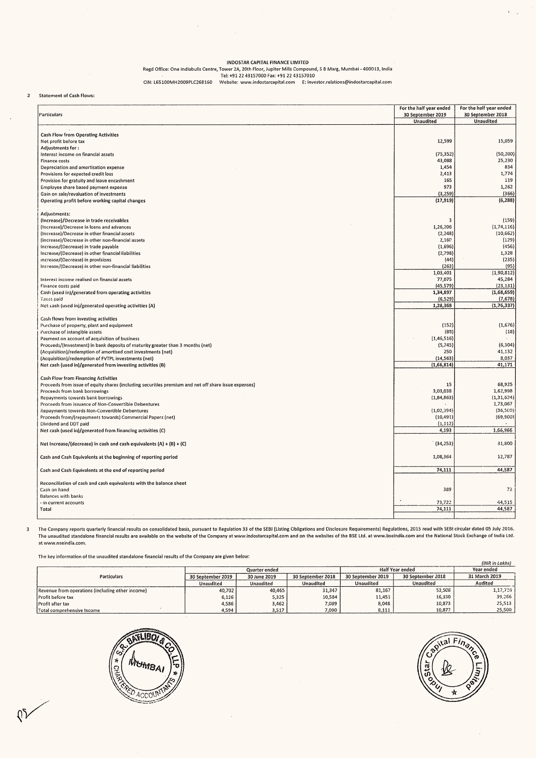INDOSTAR CAPITAL FINANCE LIMITED

Regd Office: One Indiabulls Centre, Tower 2A, 20th Floor, Jupiter Mills Compound, S B Marg, Mumbai - 400013, India

Tel: +91 22 43157000 Fax: +91 22 43157010

CIN: L65100MH2009PLC268160 Website: www.indostarcapital.com E: investor.relations@indostarcapital.com

2 Statement of Cash Flows:

| Particulars | For the half year ended 30 September 2019 | For the half year ended 30 September 2018 |
|---|---|---|
| | Unaudited | Unaudited |
| **Cash Flow from Operating Activities** | | |
| Net profit before tax | 12,599 | 15,059 |
| Adjustments for : | | |
| Interest income on financial assets | (75,352) | (50,200) |
| Finance costs | 43,088 | 25,230 |
| Depreciation and amortisation expense | 1,454 | 834 |
| Provisions for expected credit loss | 2,413 | 1,774 |
| Provision for gratuity and leave encashment | 165 | 119 |
| Employee share based payment expense | 973 | 1,262 |
| Gain on sale/revaluation of investments | (3,259) | (366) |
| Operating profit before working capital changes | (17,919) | (6,288) |
| Adjustments: | | |
| (Increase)/Decrease in trade receivables | 3 | (159) |
| (Increase)/Decrease in loans and advances | 1,26,206 | (1,74,116) |
| (Increase)/Decrease in other financial assets | (2,248) | (10,662) |
| (Increase)/Decrease in other non-financial assets | 2,160 | (129) |
| Increase/(Decrease) in trade payable | (1,696) | (456) |
| Increase/(Decrease) in other financial liabilities | (2,798) | 1,328 |
| Increase/(Decrease) in provisions | (44) | (235) |
| Increase/(Decrease) in other non-financial liabilities | (263) | (95) |
| | 1,03,401 | (1,90,812) |
| Interest income realised on financial assets | 77,075 | 45,284 |
| Finance costs paid | (45,579) | (23,131) |
| Cash (used in)/generated from operating activities | 1,34,897 | (1,68,659) |
| Taxes paid | (6,529) | (7,678) |
| Net cash (used in)/generated operating activities (A) | 1,28,368 | (1,76,337) |
| **Cash flows from investing activities** | | |
| Purchase of property, plant and equipment | (152) | (1,676) |
| Purchase of intangible assets | (88) | (18) |
| Payment on account of acquisition of business | (1,46,516) | - |
| Proceeds/(Investment) in bank deposits of maturity greater than 3 months (net) | (5,745) | (6,304) |
| (Acquisition)/redemption of amortised cost investments (net) | 250 | 41,132 |
| (Acquisition)/redemption of FVTPL investments (net) | (14,563) | 8,037 |
| Net cash (used in)/generated from investing activities (B) | (1,66,814) | 41,171 |
| **Cash Flow from Financing Activities** | | |
| Proceeds from issue of equity shares (including securities premium and net off share issue expenses) | 15 | 68,925 |
| Proceeds from bank borrowings | 3,03,038 | 1,62,998 |
| Repayments towards bank borrowings | (1,84,863) | (1,31,624) |
| Proceeds from issuance of Non-Convertible Debentures | - | 1,73,067 |
| Repayments towards Non-Convertible Debentures | (1,02,394) | (36,500) |
| Proceeds from/(repayments towards) Commercial Papers (net) | (10,491) | (69,900) |
| Dividend and DDT paid | (1,112) | - |
| Net cash (used in)/generated from financing activities (C) | 4,193 | 1,66,966 |
| Net Increase/(decrease) in cash and cash equivalents (A) + (B) + (C) | (34,253) | 31,800 |
| Cash and Cash Equivalents at the beginning of reporting period | 1,08,364 | 12,787 |
| Cash and Cash Equivalents at the end of reporting period | 74,111 | 44,587 |
| Reconciliation of cash and cash equivalents with the balance sheet | | |
| Cash on hand | 389 | 72 |
| Balances with banks | | |
| - in current accounts | 73,722 | 44,515 |
| Total | 74,111 | 44,587 |

3 The Company reports quarterly financial results on consolidated basis, pursuant to Regulation 33 of the SEBI (Listing Obligations and Disclosure Requirements) Regulations, 2015 read with SEBI circular dated 05 July 2016. The unaudited standalone financial results are available on the website of the Company at www.indostarcapital.com and on the websites of the BSE Ltd. at www.bseindia.com and the National Stock Exchange of India Ltd. at www.nseindia.com.

The key information of the unaudited standalone financial results of the Company are given below:

*(INR in Lakhs)*

| Particulars | Quarter ended | | | Half Year ended | | Year ended |
|---|---|---|---|---|---|---|
| | 30 September 2019 | 30 June 2019 | 30 September 2018 | 30 September 2019 | 30 September 2018 | 31 March 2019 |
| | Unaudited | Unaudited | Unaudited | Unaudited | Unaudited | Audited |
| Revenue from operations (including other income) | 40,702 | 40,465 | 31,347 | 81,167 | 53,508 | 1,17,716 |
| Profit before tax | 6,126 | 5,325 | 10,584 | 11,451 | 16,330 | 39,266 |
| Profit after tax | 4,586 | 3,462 | 7,089 | 8,048 | 10,873 | 25,513 |
| Total comprehensive income | 4,594 | 3,517 | 7,090 | 8,111 | 10,877 | 25,500 |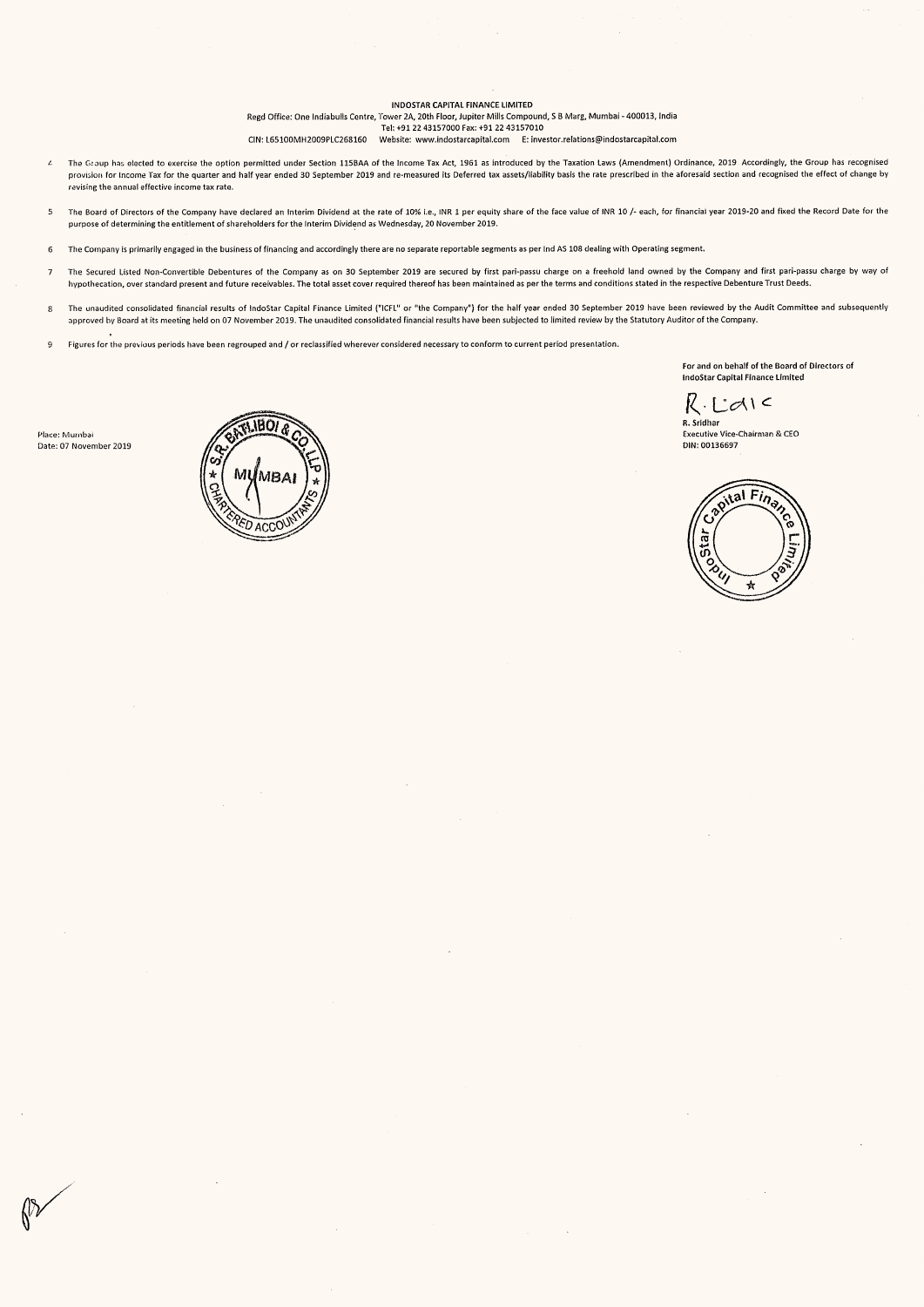**INDOSTAR CAPITAL FINANCE LIMITED**

Regd Office: One Indiabulls Centre, Tower 2A, 20th Floor, Jupiter Mills Compound, S B Marg, Mumbai - 400013, India

Tel: +91 22 43157000 Fax: +91 22 43157010

CIN: L65100MH2009PLC268160 Website: www.indostarcapital.com E: investor.relations@indostarcapital.com

4. The Group has elected to exercise the option permitted under Section 115BAA of the Income Tax Act, 1961 as introduced by the Taxation Laws (Amendment) Ordinance, 2019. Accordingly, the Group has recognised provision for Income Tax for the quarter and half year ended 30 September 2019 and re-measured its Deferred tax assets/liability basis the rate prescribed in the aforesaid section and recognised the effect of change by revising the annual effective income tax rate.

5. The Board of Directors of the Company have declared an Interim Dividend at the rate of 10% i.e., INR 1 per equity share of the face value of INR 10 /- each, for financial year 2019-20 and fixed the Record Date for the purpose of determining the entitlement of shareholders for the Interim Dividend as Wednesday, 20 November 2019.

6. The Company is primarily engaged in the business of financing and accordingly there are no separate reportable segments as per Ind AS 108 dealing with Operating segment.

7. The Secured Listed Non-Convertible Debentures of the Company as on 30 September 2019 are secured by first pari-passu charge on a freehold land owned by the Company and first pari-passu charge by way of hypothecation, over standard present and future receivables. The total asset cover required thereof has been maintained as per the terms and conditions stated in the respective Debenture Trust Deeds.

8. The unaudited consolidated financial results of IndoStar Capital Finance Limited ("ICFL" or "the Company") for the half year ended 30 September 2019 have been reviewed by the Audit Committee and subsequently approved by Board at its meeting held on 07 November 2019. The unaudited consolidated financial results have been subjected to limited review by the Statutory Auditor of the Company.

9. Figures for the previous periods have been regrouped and / or reclassified wherever considered necessary to conform to current period presentation.

For and on behalf of the Board of Directors of
IndoStar Capital Finance Limited

R. Sridhar
Executive Vice-Chairman & CEO
DIN: 00136697

Place: Mumbai
Date: 07 November 2019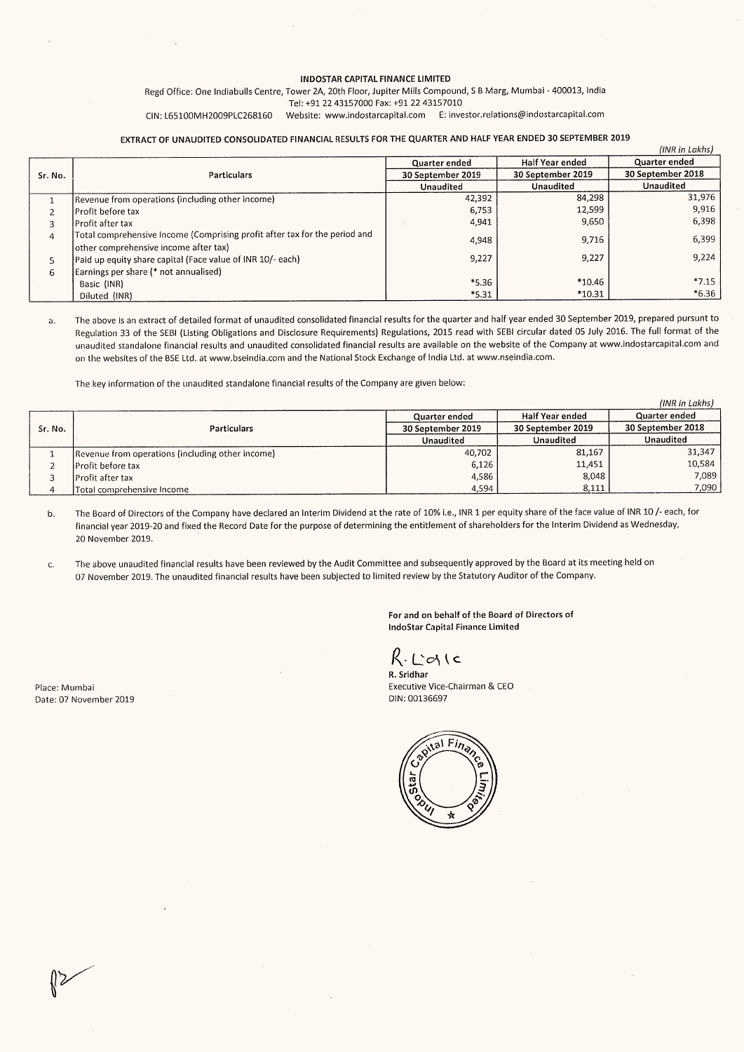**INDOSTAR CAPITAL FINANCE LIMITED**

Regd Office: One Indiabulls Centre, Tower 2A, 20th Floor, Jupiter Mills Compound, S B Marg, Mumbai - 400013, India

Tel: +91 22 43157000 Fax: +91 22 43157010

CIN: L65100MH2009PLC268160 Website: www.indostarcapital.com E: investor.relations@indostarcapital.com

**EXTRACT OF UNAUDITED CONSOLIDATED FINANCIAL RESULTS FOR THE QUARTER AND HALF YEAR ENDED 30 SEPTEMBER 2019**

*(INR in Lakhs)*

| Sr. No. | Particulars | Quarter ended 30 September 2019 | Half Year ended 30 September 2019 | Quarter ended 30 September 2018 |
|---|---|---|---|---|
| | | Unaudited | Unaudited | Unaudited |
| 1 | Revenue from operations (including other income) | 42,392 | 84,298 | 31,976 |
| 2 | Profit before tax | 6,753 | 12,599 | 9,916 |
| 3 | Profit after tax | 4,941 | 9,650 | 6,398 |
| 4 | Total comprehensive Income (Comprising profit after tax for the period and other comprehensive income after tax) | 4,948 | 9,716 | 6,399 |
| 5 | Paid up equity share capital (Face value of INR 10/- each) | 9,227 | 9,227 | 9,224 |
| 6 | Earnings per share (* not annualised) | | | |
| | Basic (INR) | *5.36 | *10.46 | *7.15 |
| | Diluted (INR) | *5.31 | *10.31 | *6.36 |

a. The above is an extract of detailed format of unaudited consolidated financial results for the quarter and half year ended 30 September 2019, prepared pursuant to Regulation 33 of the SEBI (Listing Obligations and Disclosure Requirements) Regulations, 2015 read with SEBI circular dated 05 July 2016. The full format of the unaudited standalone financial results and unaudited consolidated financial results are available on the website of the Company at www.indostarcapital.com and on the websites of the BSE Ltd. at www.bseindia.com and the National Stock Exchange of India Ltd. at www.nseindia.com.

The key information of the unaudited standalone financial results of the Company are given below:

*(INR in Lakhs)*

| Sr. No. | Particulars | Quarter ended 30 September 2019 | Half Year ended 30 September 2019 | Quarter ended 30 September 2018 |
|---|---|---|---|---|
| | | Unaudited | Unaudited | Unaudited |
| 1 | Revenue from operations (including other income) | 40,702 | 81,167 | 31,347 |
| 2 | Profit before tax | 6,126 | 11,451 | 10,584 |
| 3 | Profit after tax | 4,586 | 8,048 | 7,089 |
| 4 | Total comprehensive Income | 4,594 | 8,111 | 7,090 |

b. The Board of Directors of the Company have declared an Interim Dividend at the rate of 10% i.e., INR 1 per equity share of the face value of INR 10 /- each, for financial year 2019-20 and fixed the Record Date for the purpose of determining the entitlement of shareholders for the Interim Dividend as Wednesday, 20 November 2019.

c. The above unaudited financial results have been reviewed by the Audit Committee and subsequently approved by the Board at its meeting held on 07 November 2019. The unaudited financial results have been subjected to limited review by the Statutory Auditor of the Company.

**For and on behalf of the Board of Directors of IndoStar Capital Finance Limited**

**R. Sridhar**
Executive Vice-Chairman & CEO
DIN: 00136697

Place: Mumbai
Date: 07 November 2019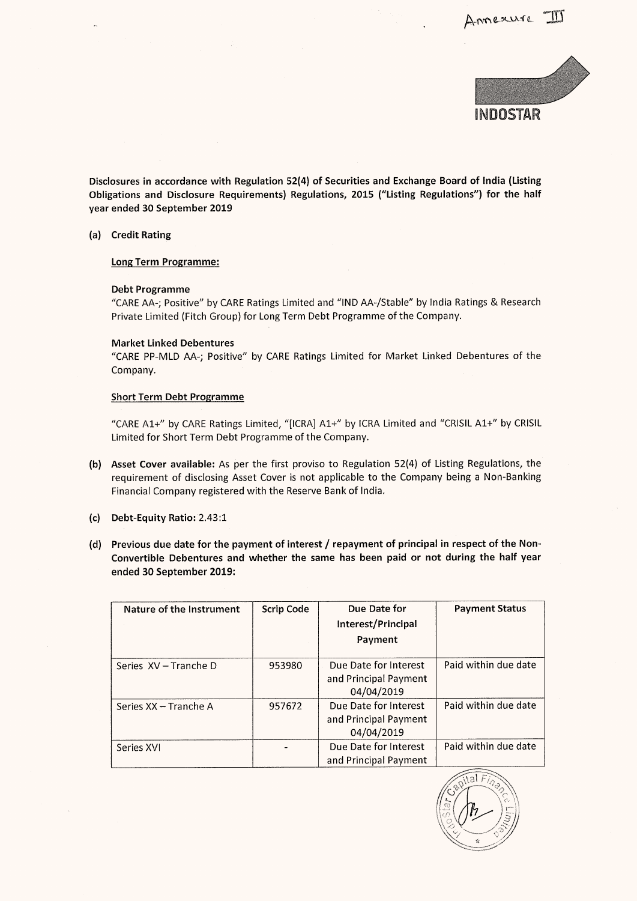Annexure III

INDOSTAR

**Disclosures in accordance with Regulation 52(4) of Securities and Exchange Board of India (Listing Obligations and Disclosure Requirements) Regulations, 2015 ("Listing Regulations") for the half year ended 30 September 2019**

**(a) Credit Rating**

**Long Term Programme:**

**Debt Programme**

"CARE AA-; Positive" by CARE Ratings Limited and "IND AA-/Stable" by India Ratings & Research Private Limited (Fitch Group) for Long Term Debt Programme of the Company.

**Market Linked Debentures**

"CARE PP-MLD AA-; Positive" by CARE Ratings Limited for Market Linked Debentures of the Company.

**Short Term Debt Programme**

"CARE A1+" by CARE Ratings Limited, "[ICRA] A1+" by ICRA Limited and "CRISIL A1+" by CRISIL Limited for Short Term Debt Programme of the Company.

**(b) Asset Cover available:** As per the first proviso to Regulation 52(4) of Listing Regulations, the requirement of disclosing Asset Cover is not applicable to the Company being a Non-Banking Financial Company registered with the Reserve Bank of India.

**(c) Debt-Equity Ratio:** 2.43:1

**(d) Previous due date for the payment of interest / repayment of principal in respect of the Non-Convertible Debentures and whether the same has been paid or not during the half year ended 30 September 2019:**

| Nature of the Instrument | Scrip Code | Due Date for Interest/Principal Payment | Payment Status |
|---|---|---|---|
| Series XV – Tranche D | 953980 | Due Date for Interest and Principal Payment 04/04/2019 | Paid within due date |
| Series XX – Tranche A | 957672 | Due Date for Interest and Principal Payment 04/04/2019 | Paid within due date |
| Series XVI | - | Due Date for Interest and Principal Payment | Paid within due date |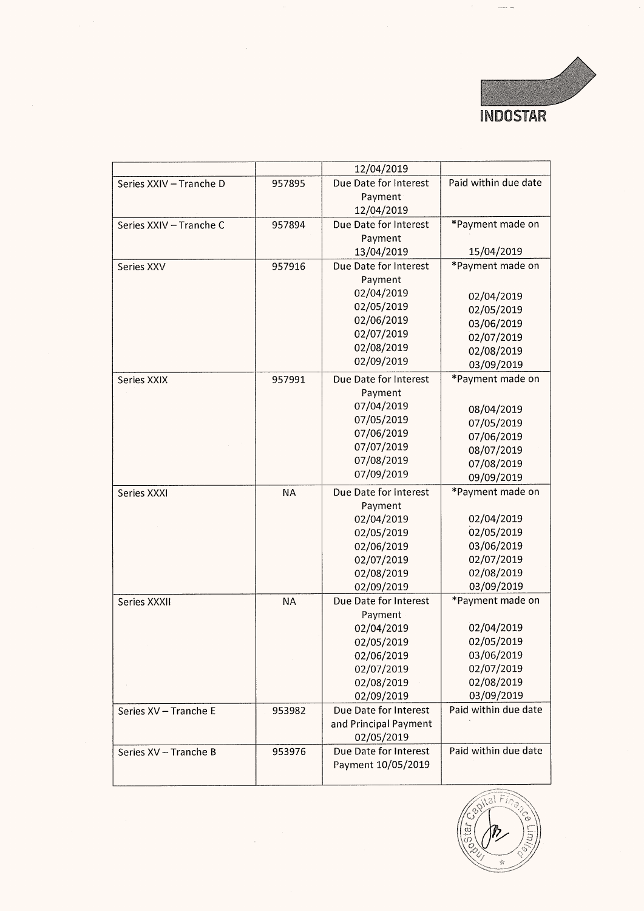| | | 12/04/2019 | |
|---|---|---|---|
| Series XXIV – Tranche D | 957895 | Due Date for Interest Payment 12/04/2019 | Paid within due date |
| Series XXIV – Tranche C | 957894 | Due Date for Interest Payment 13/04/2019 | *Payment made on 15/04/2019 |
| Series XXV | 957916 | Due Date for Interest Payment 02/04/2019 02/05/2019 02/06/2019 02/07/2019 02/08/2019 02/09/2019 | *Payment made on 02/04/2019 02/05/2019 03/06/2019 02/07/2019 02/08/2019 03/09/2019 |
| Series XXIX | 957991 | Due Date for Interest Payment 07/04/2019 07/05/2019 07/06/2019 07/07/2019 07/08/2019 07/09/2019 | *Payment made on 08/04/2019 07/05/2019 07/06/2019 08/07/2019 07/08/2019 09/09/2019 |
| Series XXXI | NA | Due Date for Interest Payment 02/04/2019 02/05/2019 02/06/2019 02/07/2019 02/08/2019 02/09/2019 | *Payment made on 02/04/2019 02/05/2019 03/06/2019 02/07/2019 02/08/2019 03/09/2019 |
| Series XXXII | NA | Due Date for Interest Payment 02/04/2019 02/05/2019 02/06/2019 02/07/2019 02/08/2019 02/09/2019 | *Payment made on 02/04/2019 02/05/2019 03/06/2019 02/07/2019 02/08/2019 03/09/2019 |
| Series XV – Tranche E | 953982 | Due Date for Interest and Principal Payment 02/05/2019 | Paid within due date |
| Series XV – Tranche B | 953976 | Due Date for Interest Payment 10/05/2019 | Paid within due date |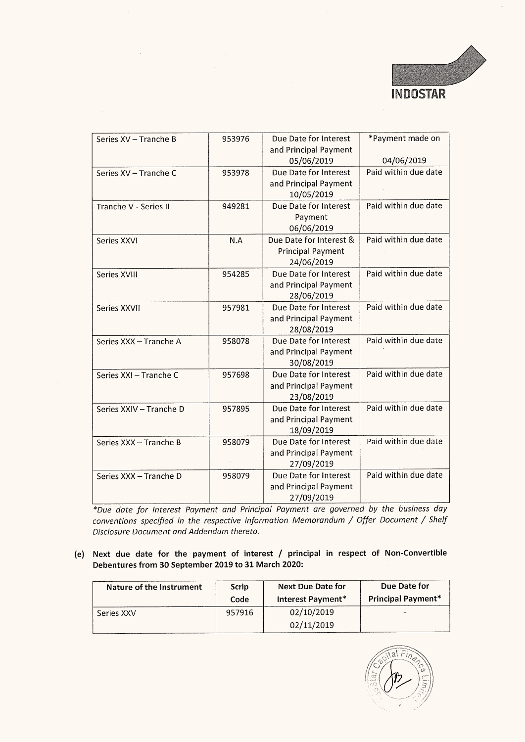| Series XV – Tranche B | 953976 | Due Date for Interest and Principal Payment 05/06/2019 | *Payment made on 04/06/2019 |
|---|---|---|---|
| Series XV – Tranche C | 953978 | Due Date for Interest and Principal Payment 10/05/2019 | Paid within due date |
| Tranche V - Series II | 949281 | Due Date for Interest Payment 06/06/2019 | Paid within due date |
| Series XXVI | N.A | Due Date for Interest & Principal Payment 24/06/2019 | Paid within due date |
| Series XVIII | 954285 | Due Date for Interest and Principal Payment 28/06/2019 | Paid within due date |
| Series XXVII | 957981 | Due Date for Interest and Principal Payment 28/08/2019 | Paid within due date |
| Series XXX – Tranche A | 958078 | Due Date for Interest and Principal Payment 30/08/2019 | Paid within due date |
| Series XXI – Tranche C | 957698 | Due Date for Interest and Principal Payment 23/08/2019 | Paid within due date |
| Series XXIV – Tranche D | 957895 | Due Date for Interest and Principal Payment 18/09/2019 | Paid within due date |
| Series XXX – Tranche B | 958079 | Due Date for Interest and Principal Payment 27/09/2019 | Paid within due date |
| Series XXX – Tranche D | 958079 | Due Date for Interest and Principal Payment 27/09/2019 | Paid within due date |

*\*Due date for Interest Payment and Principal Payment are governed by the business day conventions specified in the respective Information Memorandum / Offer Document / Shelf Disclosure Document and Addendum thereto.*

**(e) Next due date for the payment of interest / principal in respect of Non-Convertible Debentures from 30 September 2019 to 31 March 2020:**

| Nature of the Instrument | Scrip Code | Next Due Date for Interest Payment* | Due Date for Principal Payment* |
|---|---|---|---|
| Series XXV | 957916 | 02/10/2019<br>02/11/2019 | - |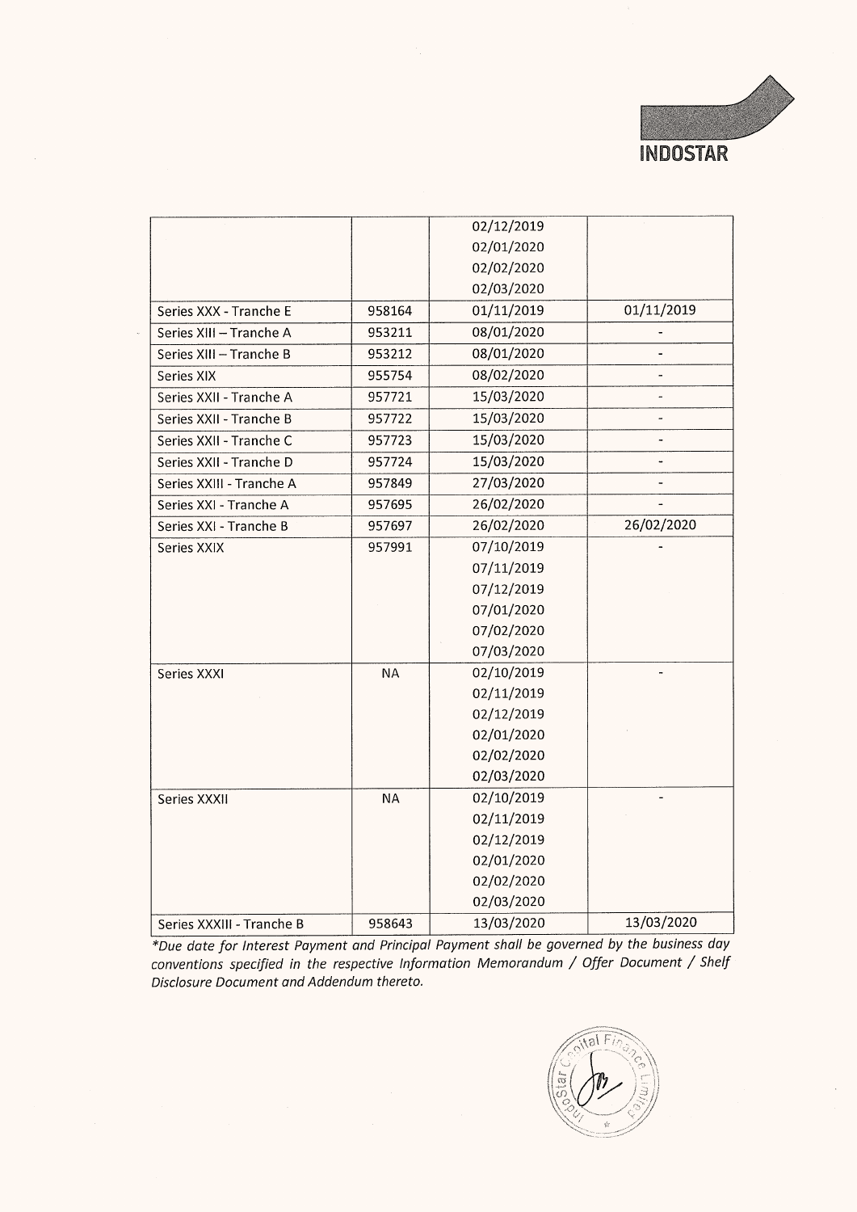| | | | |
|---|---|---|---|
| | | 02/12/2019<br>02/01/2020<br>02/02/2020<br>02/03/2020 | |
| Series XXX - Tranche E | 958164 | 01/11/2019 | 01/11/2019 |
| Series XIII – Tranche A | 953211 | 08/01/2020 | - |
| Series XIII – Tranche B | 953212 | 08/01/2020 | - |
| Series XIX | 955754 | 08/02/2020 | - |
| Series XXII - Tranche A | 957721 | 15/03/2020 | - |
| Series XXII - Tranche B | 957722 | 15/03/2020 | - |
| Series XXII - Tranche C | 957723 | 15/03/2020 | - |
| Series XXII - Tranche D | 957724 | 15/03/2020 | - |
| Series XXIII - Tranche A | 957849 | 27/03/2020 | - |
| Series XXI - Tranche A | 957695 | 26/02/2020 | - |
| Series XXI - Tranche B | 957697 | 26/02/2020 | 26/02/2020 |
| Series XXIX | 957991 | 07/10/2019<br>07/11/2019<br>07/12/2019<br>07/01/2020<br>07/02/2020<br>07/03/2020 | - |
| Series XXXI | NA | 02/10/2019<br>02/11/2019<br>02/12/2019<br>02/01/2020<br>02/02/2020<br>02/03/2020 | - |
| Series XXXII | NA | 02/10/2019<br>02/11/2019<br>02/12/2019<br>02/01/2020<br>02/02/2020<br>02/03/2020 | - |
| Series XXXIII - Tranche B | 958643 | 13/03/2020 | 13/03/2020 |

*\*Due date for Interest Payment and Principal Payment shall be governed by the business day conventions specified in the respective Information Memorandum / Offer Document / Shelf Disclosure Document and Addendum thereto.*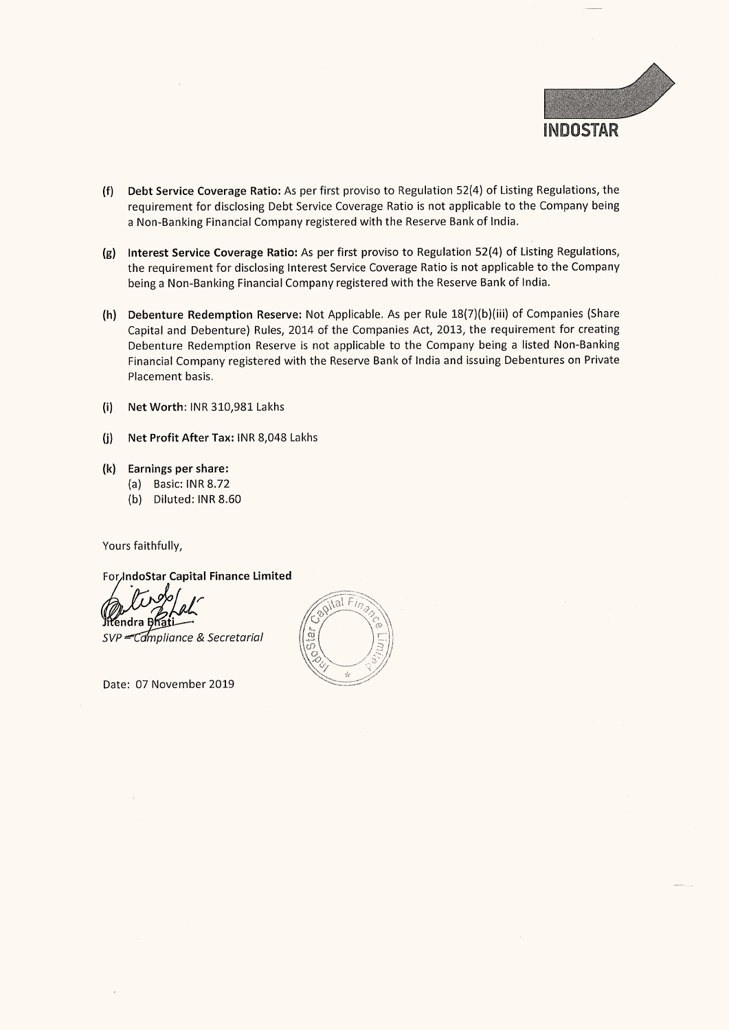(f) **Debt Service Coverage Ratio:** As per first proviso to Regulation 52(4) of Listing Regulations, the requirement for disclosing Debt Service Coverage Ratio is not applicable to the Company being a Non-Banking Financial Company registered with the Reserve Bank of India.

(g) **Interest Service Coverage Ratio:** As per first proviso to Regulation 52(4) of Listing Regulations, the requirement for disclosing Interest Service Coverage Ratio is not applicable to the Company being a Non-Banking Financial Company registered with the Reserve Bank of India.

(h) **Debenture Redemption Reserve:** Not Applicable. As per Rule 18(7)(b)(iii) of Companies (Share Capital and Debenture) Rules, 2014 of the Companies Act, 2013, the requirement for creating Debenture Redemption Reserve is not applicable to the Company being a listed Non-Banking Financial Company registered with the Reserve Bank of India and issuing Debentures on Private Placement basis.

(i) **Net Worth**: INR 310,981 Lakhs

(j) **Net Profit After Tax:** INR 8,048 Lakhs

(k) **Earnings per share:**
   (a) Basic: INR 8.72
   (b) Diluted: INR 8.60

Yours faithfully,

**For IndoStar Capital Finance Limited**

Jitendra Bhati
*SVP – Compliance & Secretarial*

Date: 07 November 2019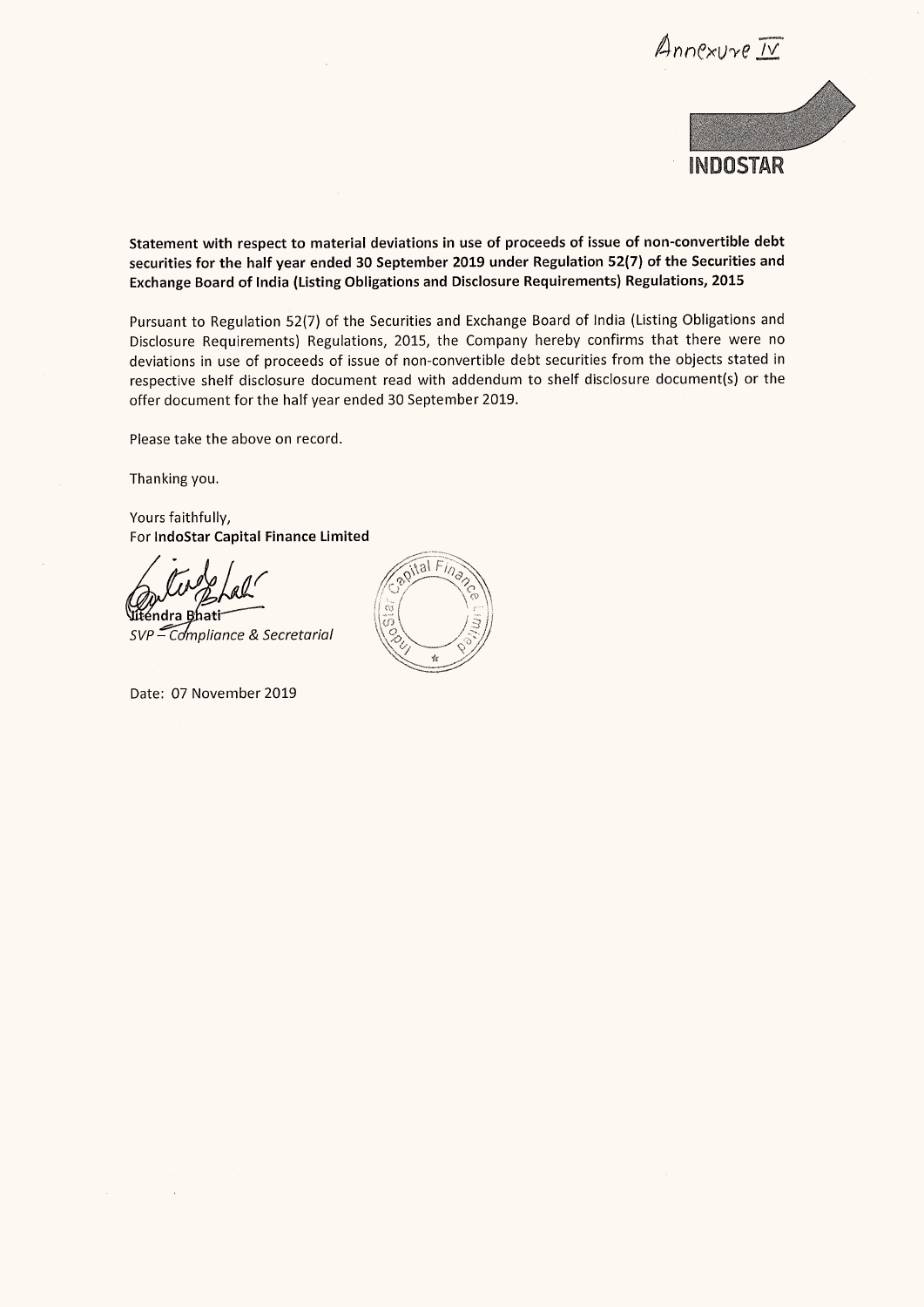Annexure IV

INDOSTAR

**Statement with respect to material deviations in use of proceeds of issue of non-convertible debt securities for the half year ended 30 September 2019 under Regulation 52(7) of the Securities and Exchange Board of India (Listing Obligations and Disclosure Requirements) Regulations, 2015**

Pursuant to Regulation 52(7) of the Securities and Exchange Board of India (Listing Obligations and Disclosure Requirements) Regulations, 2015, the Company hereby confirms that there were no deviations in use of proceeds of issue of non-convertible debt securities from the objects stated in respective shelf disclosure document read with addendum to shelf disclosure document(s) or the offer document for the half year ended 30 September 2019.

Please take the above on record.

Thanking you.

Yours faithfully,
For **IndoStar Capital Finance Limited**

Jitendra Bhati
*SVP – Compliance & Secretarial*

Date: 07 November 2019